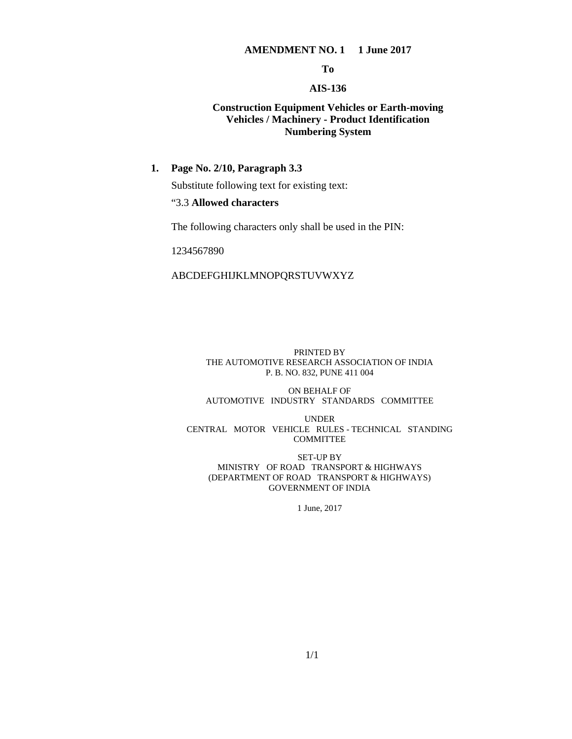**AMENDMENT NO. 1 1 June 2017**

**To**

**AIS-136**

**Construction Equipment Vehicles or Earth-moving Vehicles / Machinery - Product Identification Numbering System**

**1. Page No. 2/10, Paragraph 3.3**

Substitute following text for existing text:

"3.3 **Allowed characters**

The following characters only shall be used in the PIN:

1234567890

ABCDEFGHIJKLMNOPQRSTUVWXYZ

PRINTED BY
THE AUTOMOTIVE RESEARCH ASSOCIATION OF INDIA
P. B. NO. 832, PUNE 411 004

ON BEHALF OF
AUTOMOTIVE INDUSTRY STANDARDS COMMITTEE

UNDER
CENTRAL MOTOR VEHICLE RULES - TECHNICAL STANDING COMMITTEE

SET-UP BY
MINISTRY OF ROAD TRANSPORT & HIGHWAYS
(DEPARTMENT OF ROAD TRANSPORT & HIGHWAYS)
GOVERNMENT OF INDIA

1 June, 2017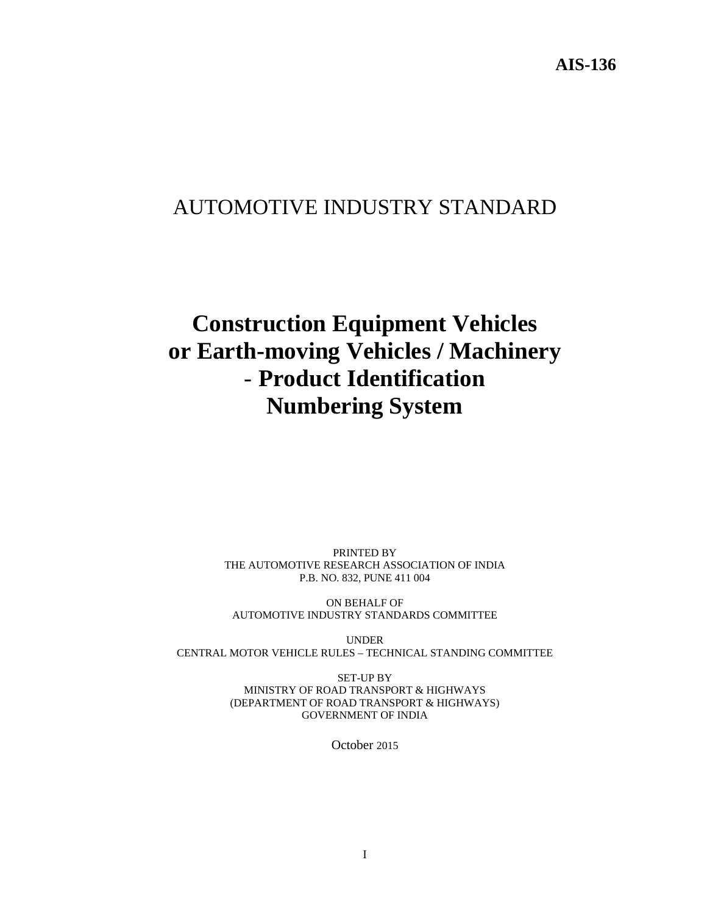**AIS-136**

# AUTOMOTIVE INDUSTRY STANDARD

# Construction Equipment Vehicles or Earth-moving Vehicles / Machinery - Product Identification Numbering System

PRINTED BY
THE AUTOMOTIVE RESEARCH ASSOCIATION OF INDIA
P.B. NO. 832, PUNE 411 004

ON BEHALF OF
AUTOMOTIVE INDUSTRY STANDARDS COMMITTEE

UNDER
CENTRAL MOTOR VEHICLE RULES – TECHNICAL STANDING COMMITTEE

SET-UP BY
MINISTRY OF ROAD TRANSPORT & HIGHWAYS
(DEPARTMENT OF ROAD TRANSPORT & HIGHWAYS)
GOVERNMENT OF INDIA

October 2015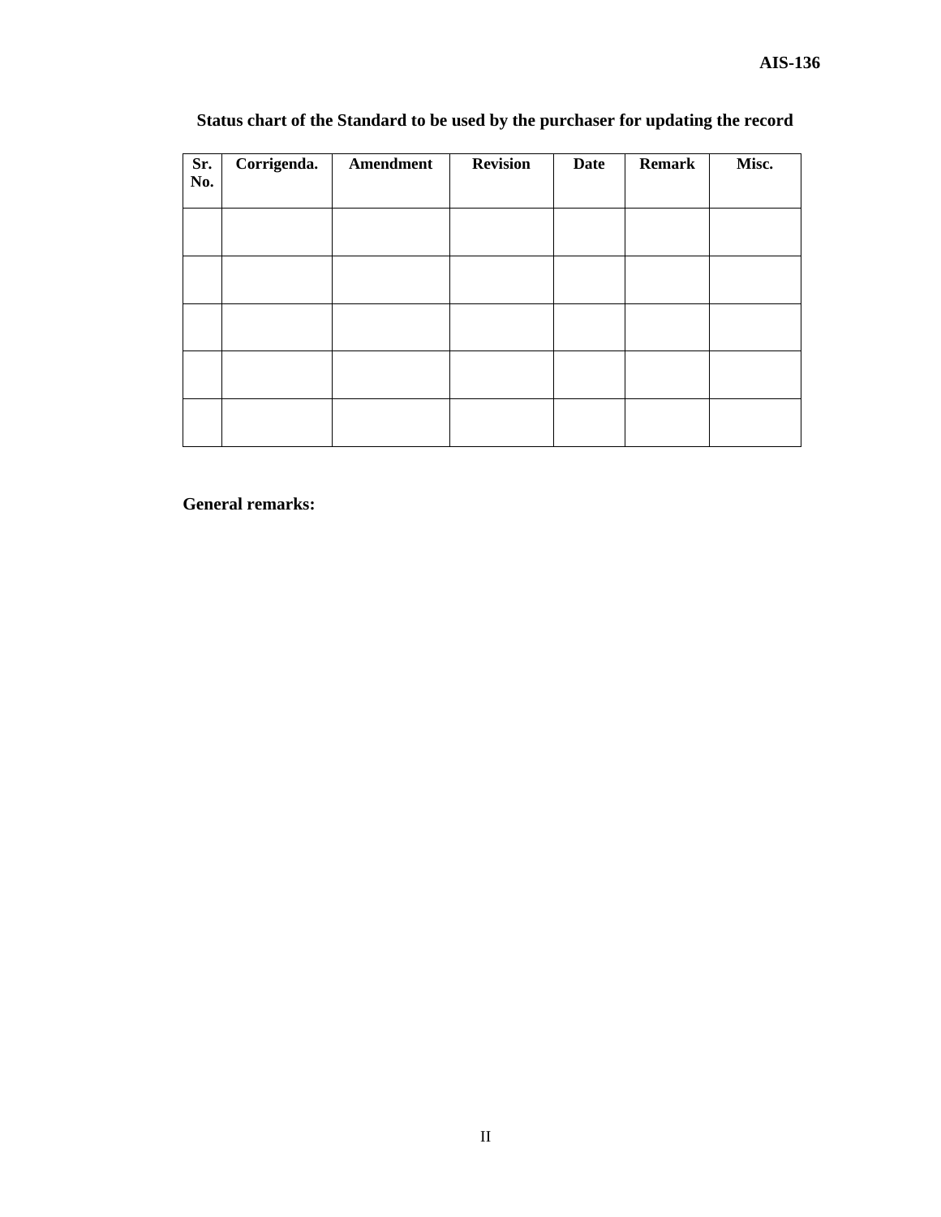**Status chart of the Standard to be used by the purchaser for updating the record**

| Sr. No. | Corrigenda. | Amendment | Revision | Date | Remark | Misc. |
|---|---|---|---|---|---|---|
| | | | | | | |
| | | | | | | |
| | | | | | | |
| | | | | | | |
| | | | | | | |

**General remarks:**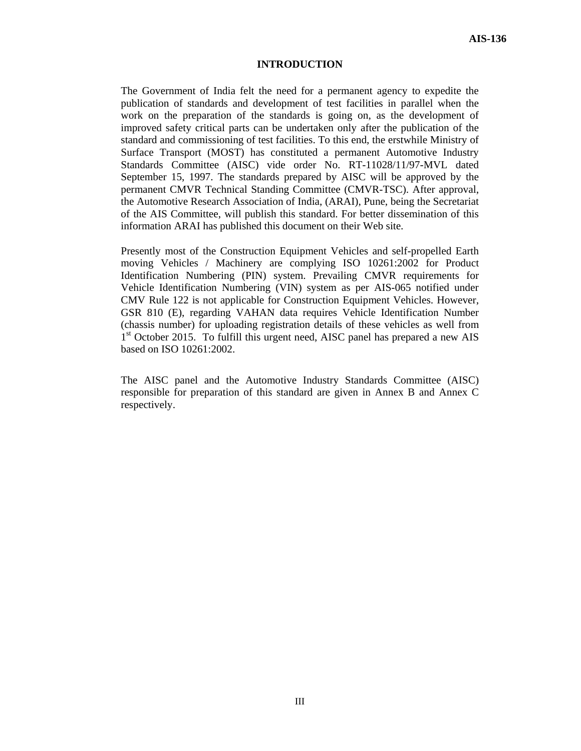# INTRODUCTION

The Government of India felt the need for a permanent agency to expedite the publication of standards and development of test facilities in parallel when the work on the preparation of the standards is going on, as the development of improved safety critical parts can be undertaken only after the publication of the standard and commissioning of test facilities. To this end, the erstwhile Ministry of Surface Transport (MOST) has constituted a permanent Automotive Industry Standards Committee (AISC) vide order No. RT-11028/11/97-MVL dated September 15, 1997. The standards prepared by AISC will be approved by the permanent CMVR Technical Standing Committee (CMVR-TSC). After approval, the Automotive Research Association of India, (ARAI), Pune, being the Secretariat of the AIS Committee, will publish this standard. For better dissemination of this information ARAI has published this document on their Web site.

Presently most of the Construction Equipment Vehicles and self-propelled Earth moving Vehicles / Machinery are complying ISO 10261:2002 for Product Identification Numbering (PIN) system. Prevailing CMVR requirements for Vehicle Identification Numbering (VIN) system as per AIS-065 notified under CMV Rule 122 is not applicable for Construction Equipment Vehicles. However, GSR 810 (E), regarding VAHAN data requires Vehicle Identification Number (chassis number) for uploading registration details of these vehicles as well from 1st October 2015. To fulfill this urgent need, AISC panel has prepared a new AIS based on ISO 10261:2002.

The AISC panel and the Automotive Industry Standards Committee (AISC) responsible for preparation of this standard are given in Annex B and Annex C respectively.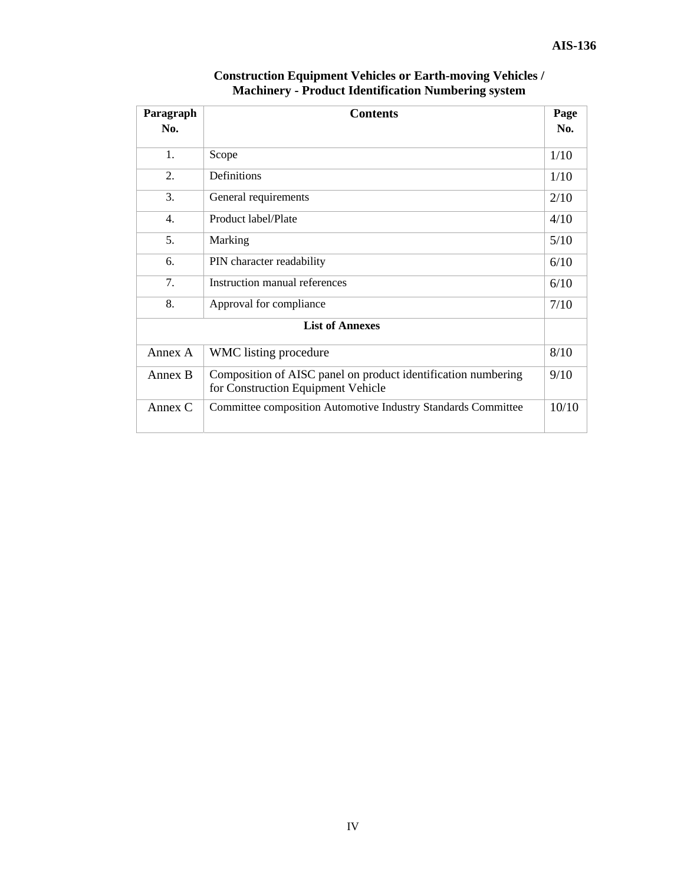# Construction Equipment Vehicles or Earth-moving Vehicles / Machinery - Product Identification Numbering system

| Paragraph No. | Contents | Page No. |
|---|---|---|
| 1. | Scope | 1/10 |
| 2. | Definitions | 1/10 |
| 3. | General requirements | 2/10 |
| 4. | Product label/Plate | 4/10 |
| 5. | Marking | 5/10 |
| 6. | PIN character readability | 6/10 |
| 7. | Instruction manual references | 6/10 |
| 8. | Approval for compliance | 7/10 |
| | **List of Annexes** | |
| Annex A | WMC listing procedure | 8/10 |
| Annex B | Composition of AISC panel on product identification numbering for Construction Equipment Vehicle | 9/10 |
| Annex C | Committee composition Automotive Industry Standards Committee | 10/10 |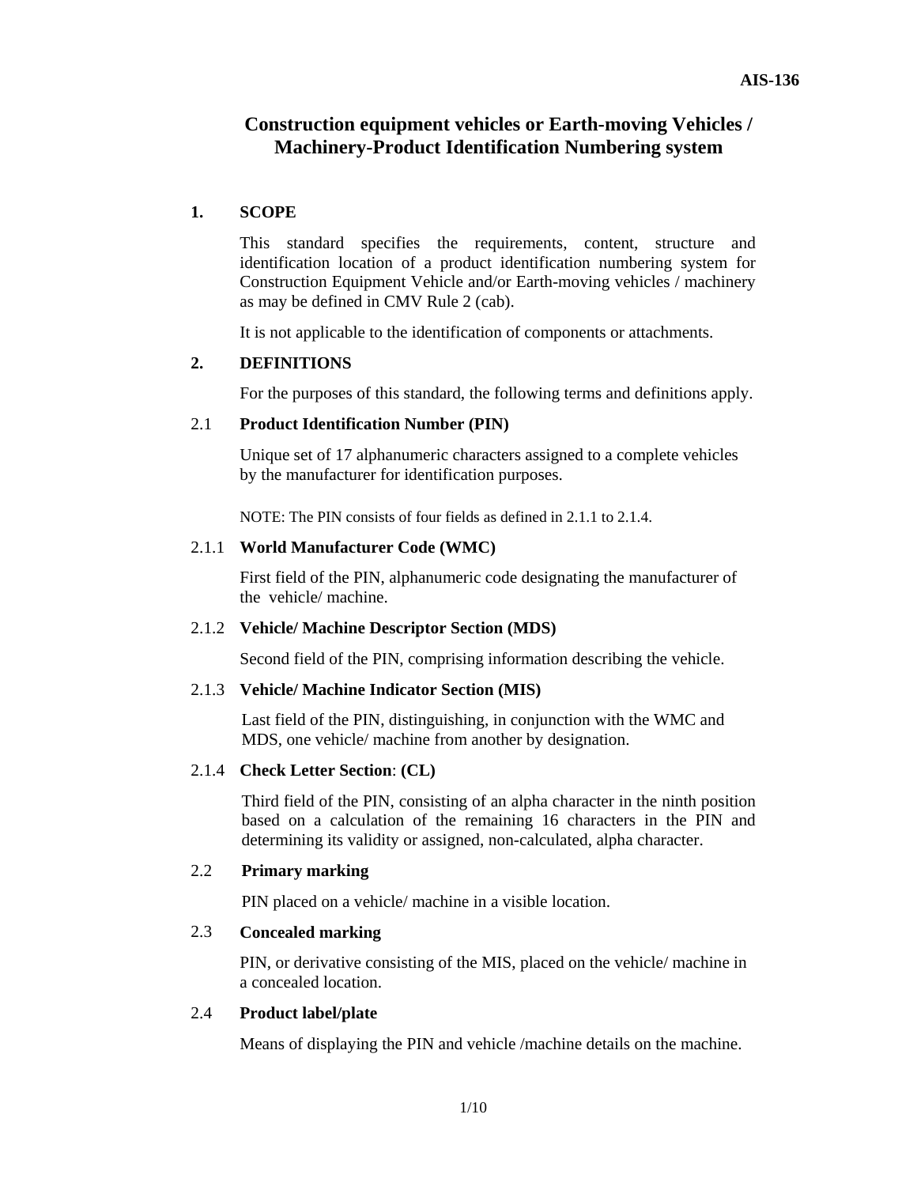# Construction equipment vehicles or Earth-moving Vehicles / Machinery-Product Identification Numbering system

## 1. SCOPE

This standard specifies the requirements, content, structure and identification location of a product identification numbering system for Construction Equipment Vehicle and/or Earth-moving vehicles / machinery as may be defined in CMV Rule 2 (cab).

It is not applicable to the identification of components or attachments.

## 2. DEFINITIONS

For the purposes of this standard, the following terms and definitions apply.

### 2.1 Product Identification Number (PIN)

Unique set of 17 alphanumeric characters assigned to a complete vehicles by the manufacturer for identification purposes.

NOTE: The PIN consists of four fields as defined in 2.1.1 to 2.1.4.

#### 2.1.1 World Manufacturer Code (WMC)

First field of the PIN, alphanumeric code designating the manufacturer of the vehicle/ machine.

#### 2.1.2 Vehicle/ Machine Descriptor Section (MDS)

Second field of the PIN, comprising information describing the vehicle.

#### 2.1.3 Vehicle/ Machine Indicator Section (MIS)

Last field of the PIN, distinguishing, in conjunction with the WMC and MDS, one vehicle/ machine from another by designation.

#### 2.1.4 Check Letter Section: (CL)

Third field of the PIN, consisting of an alpha character in the ninth position based on a calculation of the remaining 16 characters in the PIN and determining its validity or assigned, non-calculated, alpha character.

### 2.2 Primary marking

PIN placed on a vehicle/ machine in a visible location.

### 2.3 Concealed marking

PIN, or derivative consisting of the MIS, placed on the vehicle/ machine in a concealed location.

### 2.4 Product label/plate

Means of displaying the PIN and vehicle /machine details on the machine.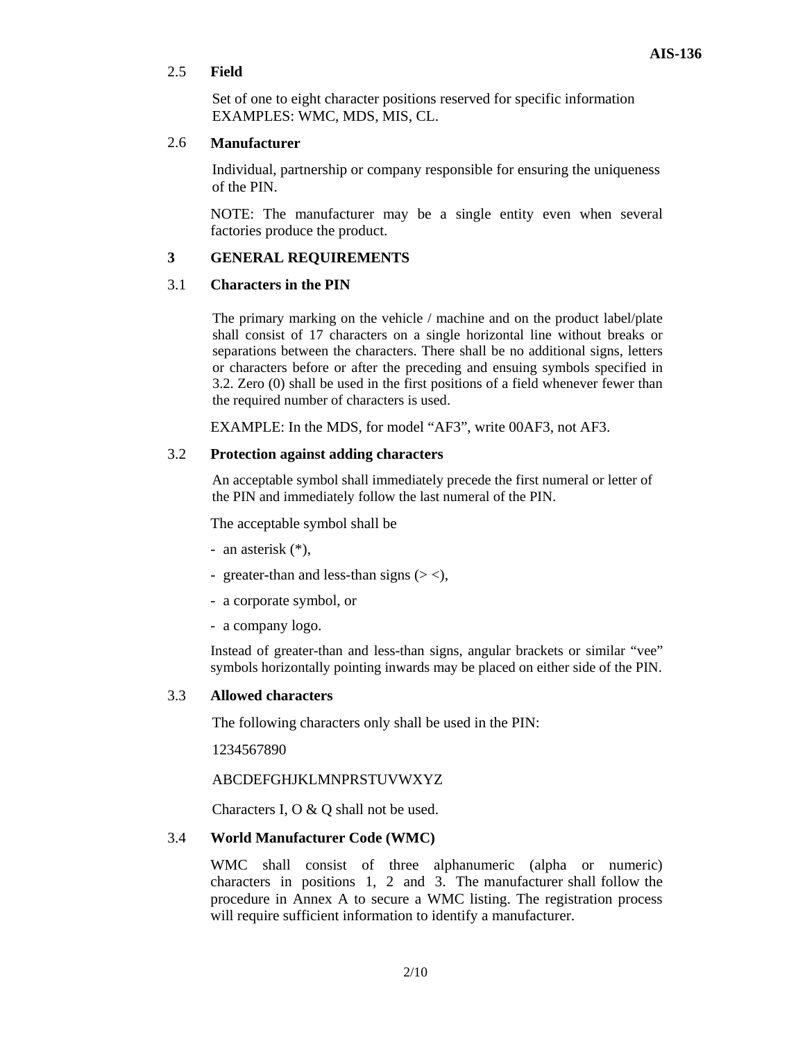### 2.5 Field

Set of one to eight character positions reserved for specific information EXAMPLES: WMC, MDS, MIS, CL.

### 2.6 Manufacturer

Individual, partnership or company responsible for ensuring the uniqueness of the PIN.

NOTE: The manufacturer may be a single entity even when several factories produce the product.

## 3 GENERAL REQUIREMENTS

### 3.1 Characters in the PIN

The primary marking on the vehicle / machine and on the product label/plate shall consist of 17 characters on a single horizontal line without breaks or separations between the characters. There shall be no additional signs, letters or characters before or after the preceding and ensuing symbols specified in 3.2. Zero (0) shall be used in the first positions of a field whenever fewer than the required number of characters is used.

EXAMPLE: In the MDS, for model "AF3", write 00AF3, not AF3.

### 3.2 Protection against adding characters

An acceptable symbol shall immediately precede the first numeral or letter of the PIN and immediately follow the last numeral of the PIN.

The acceptable symbol shall be

- an asterisk (*),
- greater-than and less-than signs (> <),
- a corporate symbol, or
- a company logo.

Instead of greater-than and less-than signs, angular brackets or similar "vee" symbols horizontally pointing inwards may be placed on either side of the PIN.

### 3.3 Allowed characters

The following characters only shall be used in the PIN:

1234567890

ABCDEFGHJKLMNPRSTUVWXYZ

Characters I, O & Q shall not be used.

### 3.4 World Manufacturer Code (WMC)

WMC shall consist of three alphanumeric (alpha or numeric) characters in positions 1, 2 and 3. The manufacturer shall follow the procedure in Annex A to secure a WMC listing. The registration process will require sufficient information to identify a manufacturer.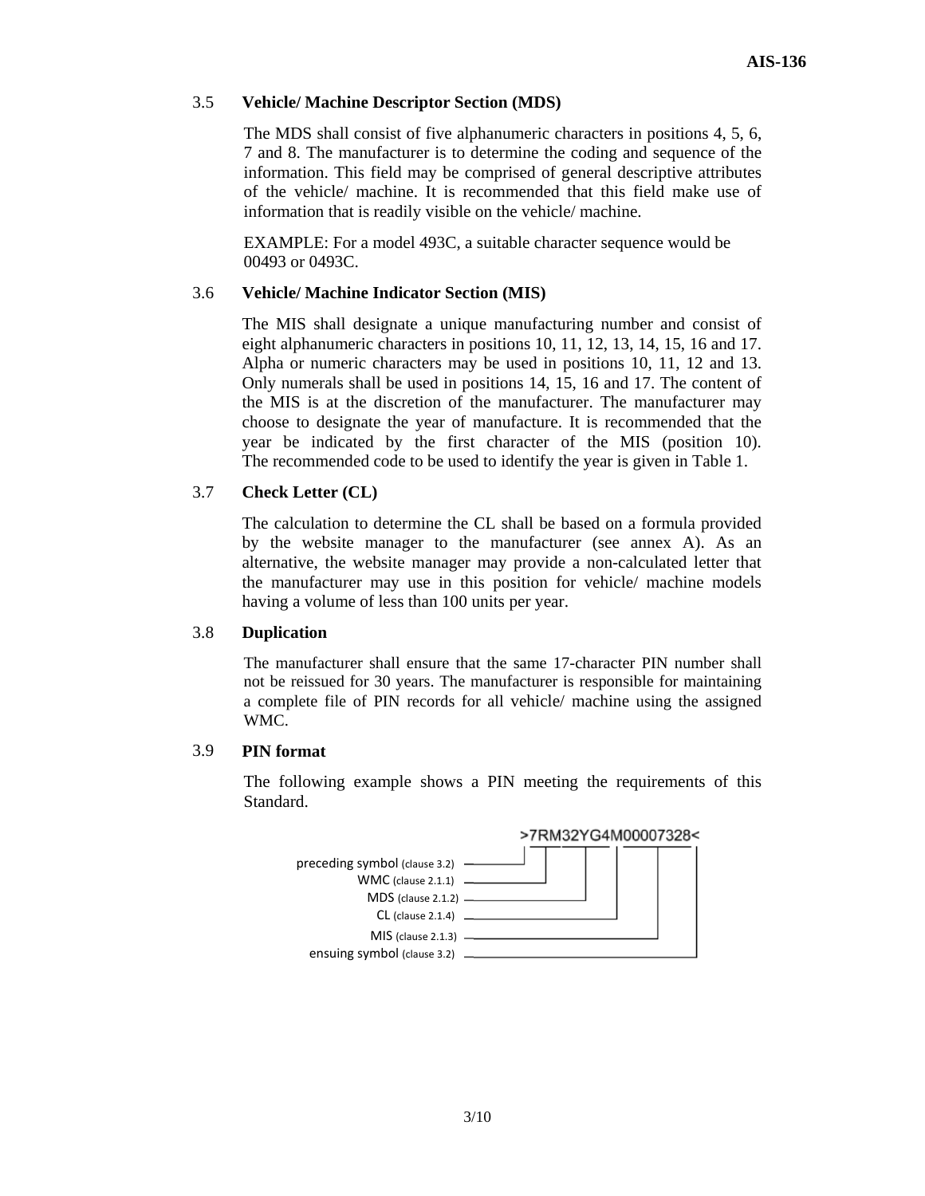### 3.5 Vehicle/ Machine Descriptor Section (MDS)

The MDS shall consist of five alphanumeric characters in positions 4, 5, 6, 7 and 8. The manufacturer is to determine the coding and sequence of the information. This field may be comprised of general descriptive attributes of the vehicle/ machine. It is recommended that this field make use of information that is readily visible on the vehicle/ machine.

EXAMPLE: For a model 493C, a suitable character sequence would be 00493 or 0493C.

### 3.6 Vehicle/ Machine Indicator Section (MIS)

The MIS shall designate a unique manufacturing number and consist of eight alphanumeric characters in positions 10, 11, 12, 13, 14, 15, 16 and 17. Alpha or numeric characters may be used in positions 10, 11, 12 and 13. Only numerals shall be used in positions 14, 15, 16 and 17. The content of the MIS is at the discretion of the manufacturer. The manufacturer may choose to designate the year of manufacture. It is recommended that the year be indicated by the first character of the MIS (position 10). The recommended code to be used to identify the year is given in Table 1.

### 3.7 Check Letter (CL)

The calculation to determine the CL shall be based on a formula provided by the website manager to the manufacturer (see annex A). As an alternative, the website manager may provide a non-calculated letter that the manufacturer may use in this position for vehicle/ machine models having a volume of less than 100 units per year.

### 3.8 Duplication

The manufacturer shall ensure that the same 17-character PIN number shall not be reissued for 30 years. The manufacturer is responsible for maintaining a complete file of PIN records for all vehicle/ machine using the assigned WMC.

### 3.9 PIN format

The following example shows a PIN meeting the requirements of this Standard.

```
>7RM32YG4M00007328<
```

- preceding symbol (clause 3.2) — >
- WMC (clause 2.1.1) — 7RM
- MDS (clause 2.1.2) — 32YG4
- CL (clause 2.1.4) — M
- MIS (clause 2.1.3) — 00007328
- ensuing symbol (clause 3.2) — <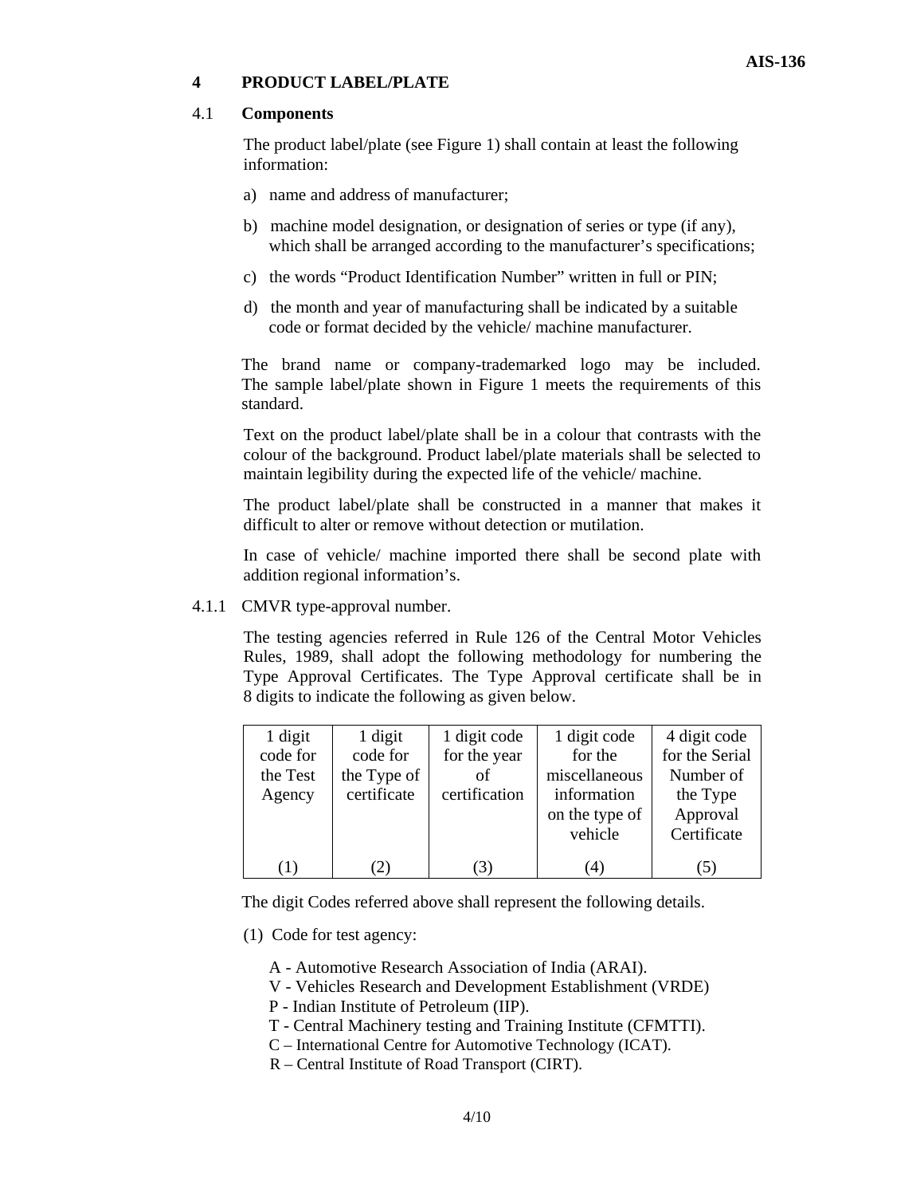## 4 PRODUCT LABEL/PLATE

### 4.1 Components

The product label/plate (see Figure 1) shall contain at least the following information:

a) name and address of manufacturer;

b) machine model designation, or designation of series or type (if any), which shall be arranged according to the manufacturer's specifications;

c) the words "Product Identification Number" written in full or PIN;

d) the month and year of manufacturing shall be indicated by a suitable code or format decided by the vehicle/ machine manufacturer.

The brand name or company-trademarked logo may be included. The sample label/plate shown in Figure 1 meets the requirements of this standard.

Text on the product label/plate shall be in a colour that contrasts with the colour of the background. Product label/plate materials shall be selected to maintain legibility during the expected life of the vehicle/ machine.

The product label/plate shall be constructed in a manner that makes it difficult to alter or remove without detection or mutilation.

In case of vehicle/ machine imported there shall be second plate with addition regional information's.

4.1.1 CMVR type-approval number.

The testing agencies referred in Rule 126 of the Central Motor Vehicles Rules, 1989, shall adopt the following methodology for numbering the Type Approval Certificates. The Type Approval certificate shall be in 8 digits to indicate the following as given below.

| 1 digit code for the Test Agency | 1 digit code for the Type of certificate | 1 digit code for the year of certification | 1 digit code for the miscellaneous information on the type of vehicle | 4 digit code for the Serial Number of the Type Approval Certificate |
|---|---|---|---|---|
| (1) | (2) | (3) | (4) | (5) |

The digit Codes referred above shall represent the following details.

(1) Code for test agency:

A - Automotive Research Association of India (ARAI).
V - Vehicles Research and Development Establishment (VRDE)
P - Indian Institute of Petroleum (IIP).
T - Central Machinery testing and Training Institute (CFMTTI).
C – International Centre for Automotive Technology (ICAT).
R – Central Institute of Road Transport (CIRT).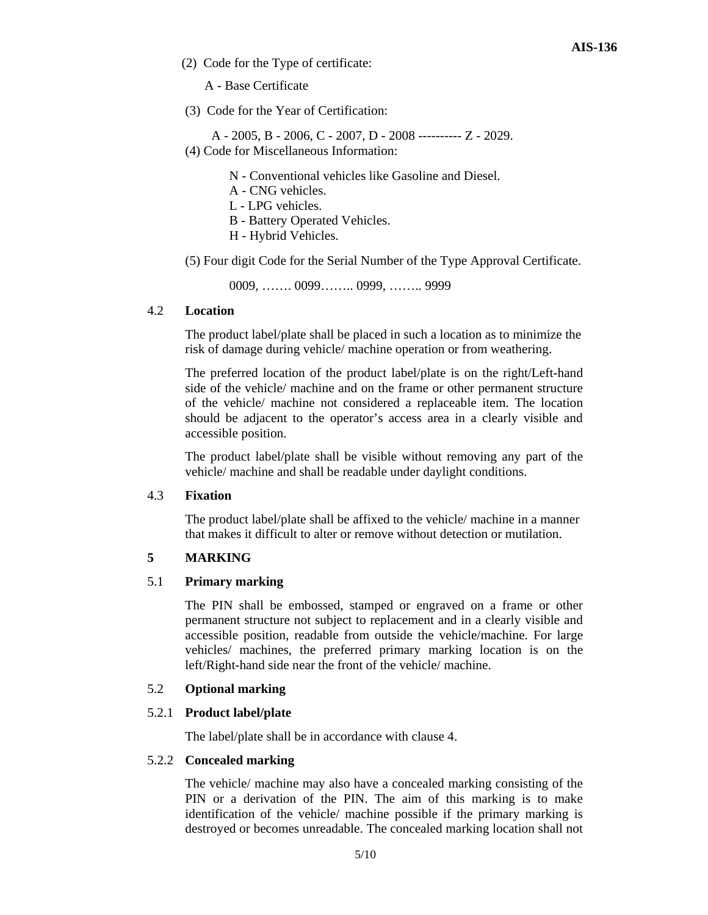(2) Code for the Type of certificate:

A - Base Certificate

(3) Code for the Year of Certification:

A - 2005, B - 2006, C - 2007, D - 2008 ---------- Z - 2029.

(4) Code for Miscellaneous Information:

N - Conventional vehicles like Gasoline and Diesel.
A - CNG vehicles.
L - LPG vehicles.
B - Battery Operated Vehicles.
H - Hybrid Vehicles.

(5) Four digit Code for the Serial Number of the Type Approval Certificate.

0009, ……. 0099…….. 0999, …….. 9999

### 4.2 Location

The product label/plate shall be placed in such a location as to minimize the risk of damage during vehicle/ machine operation or from weathering.

The preferred location of the product label/plate is on the right/Left-hand side of the vehicle/ machine and on the frame or other permanent structure of the vehicle/ machine not considered a replaceable item. The location should be adjacent to the operator's access area in a clearly visible and accessible position.

The product label/plate shall be visible without removing any part of the vehicle/ machine and shall be readable under daylight conditions.

### 4.3 Fixation

The product label/plate shall be affixed to the vehicle/ machine in a manner that makes it difficult to alter or remove without detection or mutilation.

## 5 MARKING

### 5.1 Primary marking

The PIN shall be embossed, stamped or engraved on a frame or other permanent structure not subject to replacement and in a clearly visible and accessible position, readable from outside the vehicle/machine. For large vehicles/ machines, the preferred primary marking location is on the left/Right-hand side near the front of the vehicle/ machine.

### 5.2 Optional marking

#### 5.2.1 Product label/plate

The label/plate shall be in accordance with clause 4.

#### 5.2.2 Concealed marking

The vehicle/ machine may also have a concealed marking consisting of the PIN or a derivation of the PIN. The aim of this marking is to make identification of the vehicle/ machine possible if the primary marking is destroyed or becomes unreadable. The concealed marking location shall not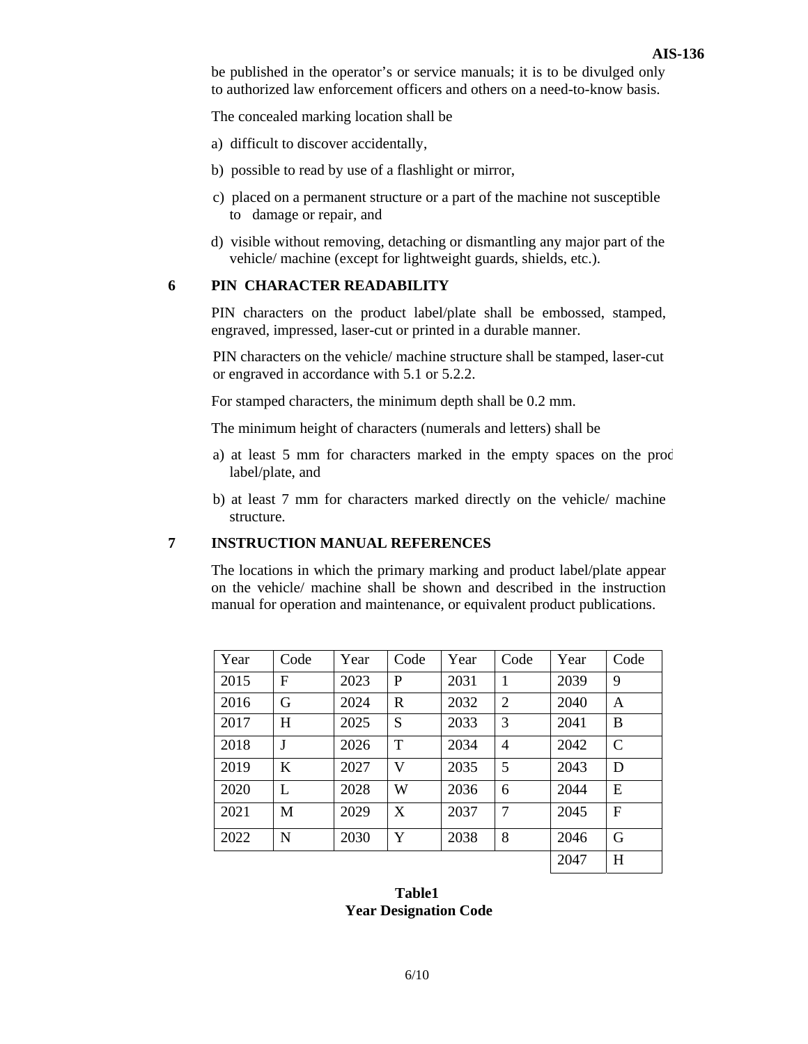be published in the operator's or service manuals; it is to be divulged only to authorized law enforcement officers and others on a need-to-know basis.

The concealed marking location shall be

a) difficult to discover accidentally,

b) possible to read by use of a flashlight or mirror,

c) placed on a permanent structure or a part of the machine not susceptible to damage or repair, and

d) visible without removing, detaching or dismantling any major part of the vehicle/ machine (except for lightweight guards, shields, etc.).

## 6 PIN CHARACTER READABILITY

PIN characters on the product label/plate shall be embossed, stamped, engraved, impressed, laser-cut or printed in a durable manner.

PIN characters on the vehicle/ machine structure shall be stamped, laser-cut or engraved in accordance with 5.1 or 5.2.2.

For stamped characters, the minimum depth shall be 0.2 mm.

The minimum height of characters (numerals and letters) shall be

a) at least 5 mm for characters marked in the empty spaces on the prod label/plate, and

b) at least 7 mm for characters marked directly on the vehicle/ machine structure.

## 7 INSTRUCTION MANUAL REFERENCES

The locations in which the primary marking and product label/plate appear on the vehicle/ machine shall be shown and described in the instruction manual for operation and maintenance, or equivalent product publications.

| Year | Code | Year | Code | Year | Code | Year | Code |
|---|---|---|---|---|---|---|---|
| 2015 | F | 2023 | P | 2031 | 1 | 2039 | 9 |
| 2016 | G | 2024 | R | 2032 | 2 | 2040 | A |
| 2017 | H | 2025 | S | 2033 | 3 | 2041 | B |
| 2018 | J | 2026 | T | 2034 | 4 | 2042 | C |
| 2019 | K | 2027 | V | 2035 | 5 | 2043 | D |
| 2020 | L | 2028 | W | 2036 | 6 | 2044 | E |
| 2021 | M | 2029 | X | 2037 | 7 | 2045 | F |
| 2022 | N | 2030 | Y | 2038 | 8 | 2046 | G |
| | | | | | | 2047 | H |

**Table1**
**Year Designation Code**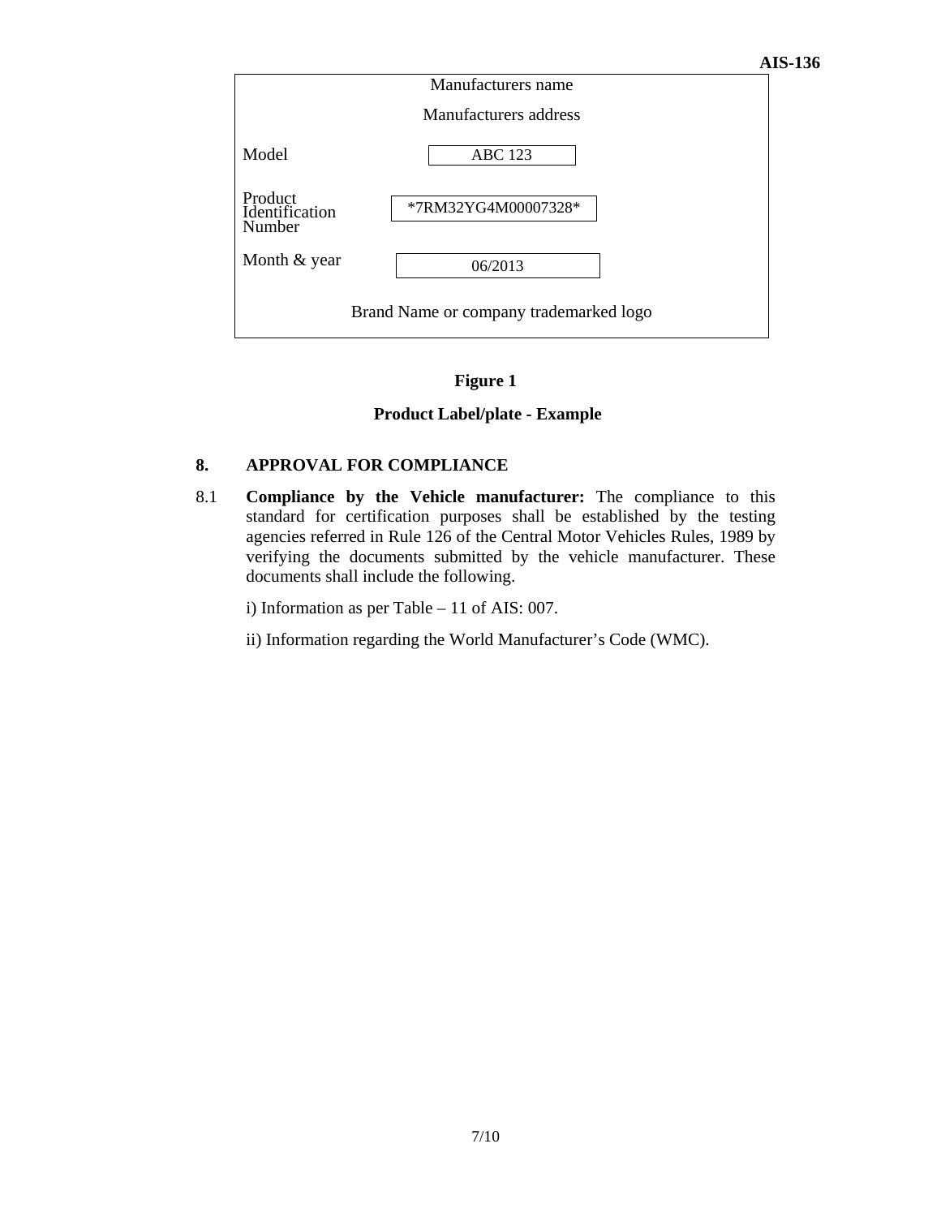| Manufacturers name | |
|---|---|
| Manufacturers address | |
| Model | ABC 123 |
| Product Identification Number | *7RM32YG4M00007328* |
| Month & year | 06/2013 |
| Brand Name or company trademarked logo | |

**Figure 1**

**Product Label/plate - Example**

## 8. APPROVAL FOR COMPLIANCE

8.1 **Compliance by the Vehicle manufacturer:** The compliance to this standard for certification purposes shall be established by the testing agencies referred in Rule 126 of the Central Motor Vehicles Rules, 1989 by verifying the documents submitted by the vehicle manufacturer. These documents shall include the following.

i) Information as per Table – 11 of AIS: 007.

ii) Information regarding the World Manufacturer's Code (WMC).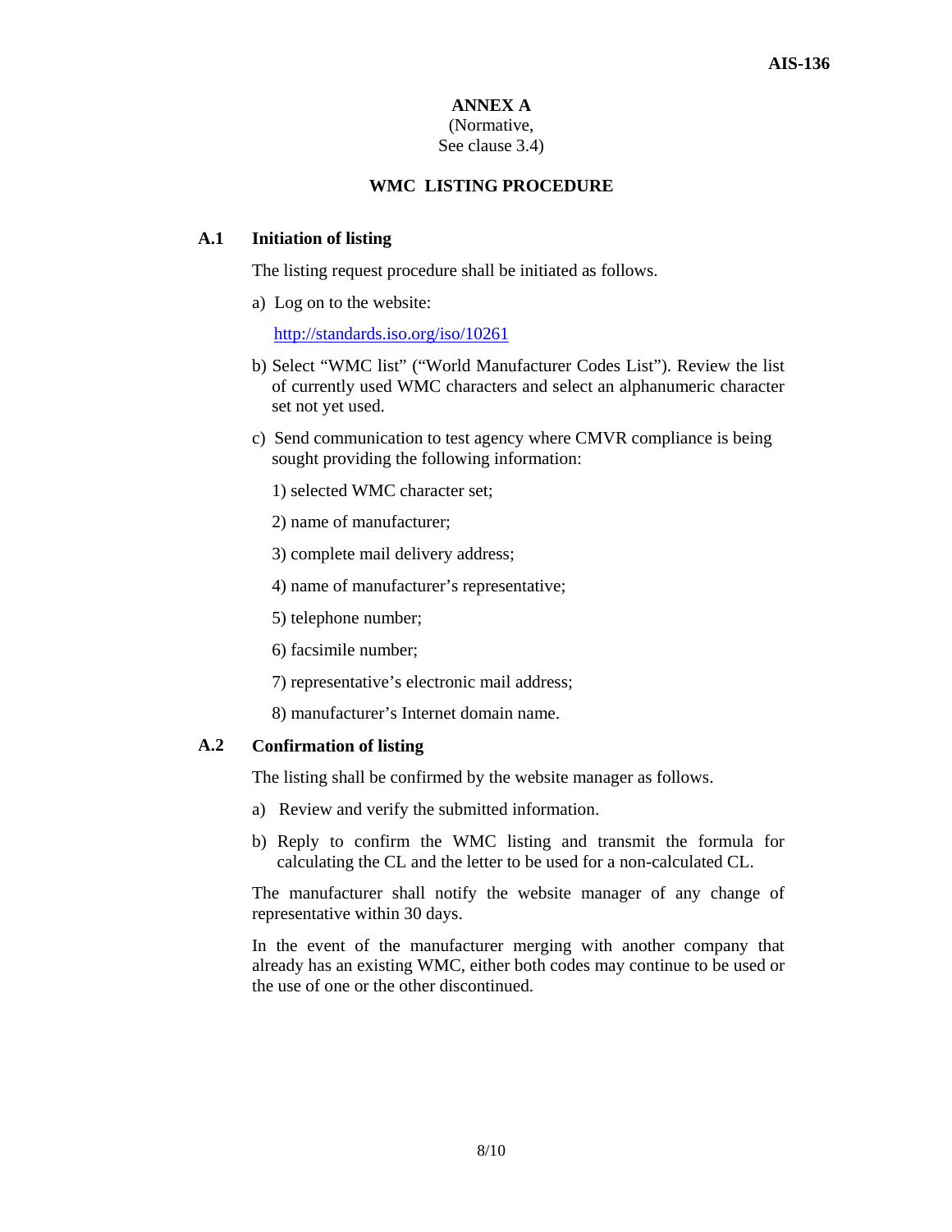# ANNEX A

(Normative,
See clause 3.4)

## WMC LISTING PROCEDURE

### A.1 Initiation of listing

The listing request procedure shall be initiated as follows.

a) Log on to the website:

   http://standards.iso.org/iso/10261

b) Select "WMC list" ("World Manufacturer Codes List"). Review the list of currently used WMC characters and select an alphanumeric character set not yet used.

c) Send communication to test agency where CMVR compliance is being sought providing the following information:

   1) selected WMC character set;

   2) name of manufacturer;

   3) complete mail delivery address;

   4) name of manufacturer's representative;

   5) telephone number;

   6) facsimile number;

   7) representative's electronic mail address;

   8) manufacturer's Internet domain name.

### A.2 Confirmation of listing

The listing shall be confirmed by the website manager as follows.

a) Review and verify the submitted information.

b) Reply to confirm the WMC listing and transmit the formula for calculating the CL and the letter to be used for a non-calculated CL.

The manufacturer shall notify the website manager of any change of representative within 30 days.

In the event of the manufacturer merging with another company that already has an existing WMC, either both codes may continue to be used or the use of one or the other discontinued.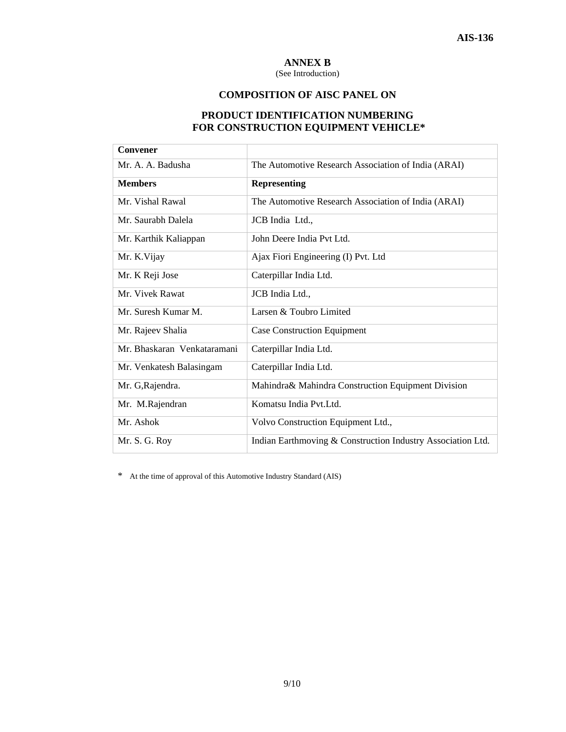## ANNEX B

(See Introduction)

## COMPOSITION OF AISC PANEL ON

## PRODUCT IDENTIFICATION NUMBERING FOR CONSTRUCTION EQUIPMENT VEHICLE*

| **Convener** | |
|---|---|
| Mr. A. A. Badusha | The Automotive Research Association of India (ARAI) |
| **Members** | **Representing** |
| Mr. Vishal Rawal | The Automotive Research Association of India (ARAI) |
| Mr. Saurabh Dalela | JCB India Ltd., |
| Mr. Karthik Kaliappan | John Deere India Pvt Ltd. |
| Mr. K.Vijay | Ajax Fiori Engineering (I) Pvt. Ltd |
| Mr. K Reji Jose | Caterpillar India Ltd. |
| Mr. Vivek Rawat | JCB India Ltd., |
| Mr. Suresh Kumar M. | Larsen & Toubro Limited |
| Mr. Rajeev Shalia | Case Construction Equipment |
| Mr. Bhaskaran Venkataramani | Caterpillar India Ltd. |
| Mr. Venkatesh Balasingam | Caterpillar India Ltd. |
| Mr. G,Rajendra. | Mahindra& Mahindra Construction Equipment Division |
| Mr. M.Rajendran | Komatsu India Pvt.Ltd. |
| Mr. Ashok | Volvo Construction Equipment Ltd., |
| Mr. S. G. Roy | Indian Earthmoving & Construction Industry Association Ltd. |

* At the time of approval of this Automotive Industry Standard (AIS)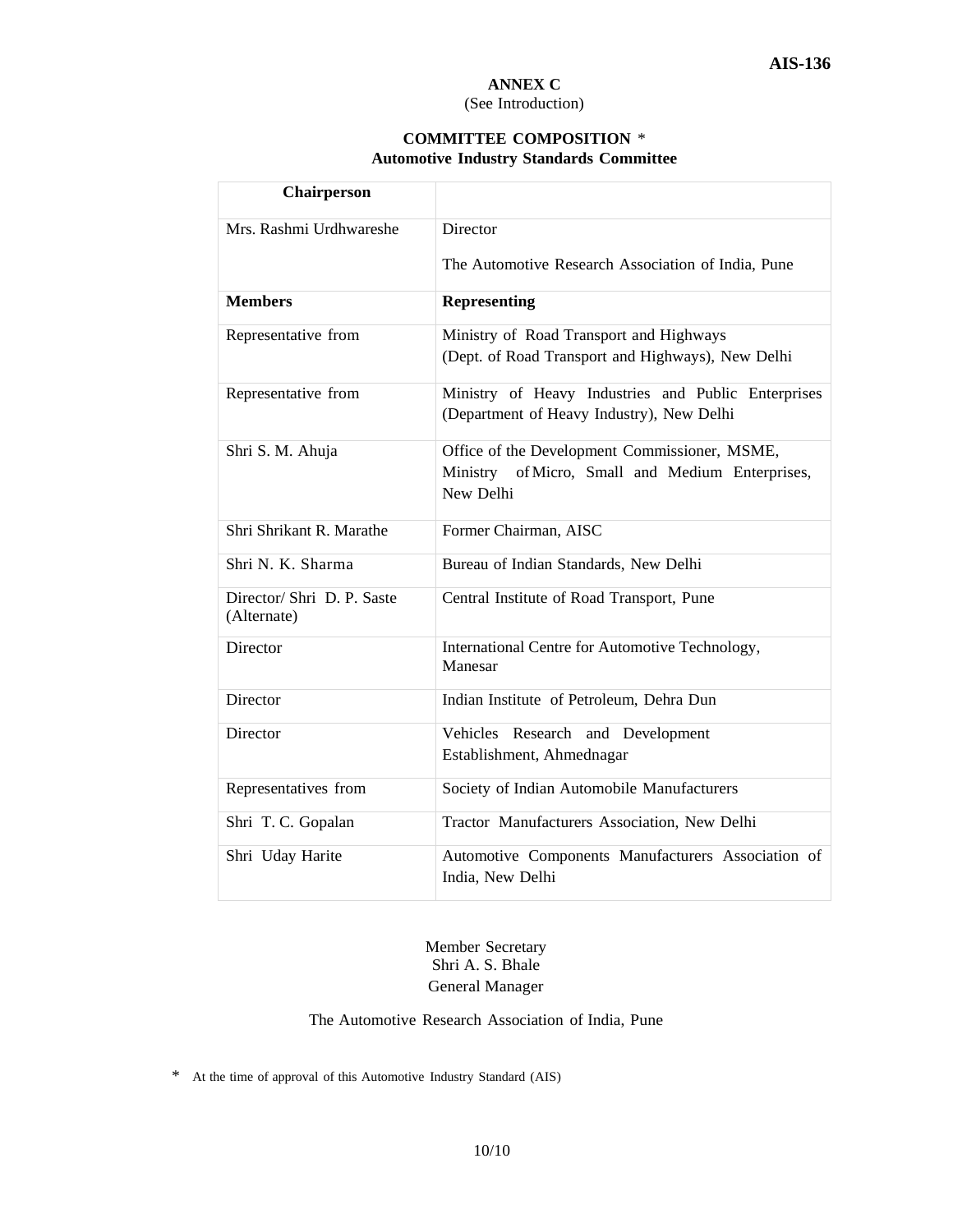**ANNEX C**

(See Introduction)

**COMMITTEE COMPOSITION** *

**Automotive Industry Standards Committee**

| **Chairperson** | |
|---|---|
| Mrs. Rashmi Urdhwareshe | Director<br><br>The Automotive Research Association of India, Pune |
| **Members** | **Representing** |
| Representative from | Ministry of Road Transport and Highways (Dept. of Road Transport and Highways), New Delhi |
| Representative from | Ministry of Heavy Industries and Public Enterprises (Department of Heavy Industry), New Delhi |
| Shri S. M. Ahuja | Office of the Development Commissioner, MSME, Ministry of Micro, Small and Medium Enterprises, New Delhi |
| Shri Shrikant R. Marathe | Former Chairman, AISC |
| Shri N. K. Sharma | Bureau of Indian Standards, New Delhi |
| Director/ Shri D. P. Saste (Alternate) | Central Institute of Road Transport, Pune |
| Director | International Centre for Automotive Technology, Manesar |
| Director | Indian Institute of Petroleum, Dehra Dun |
| Director | Vehicles Research and Development Establishment, Ahmednagar |
| Representatives from | Society of Indian Automobile Manufacturers |
| Shri T. C. Gopalan | Tractor Manufacturers Association, New Delhi |
| Shri Uday Harite | Automotive Components Manufacturers Association of India, New Delhi |

Member Secretary

Shri A. S. Bhale

General Manager

The Automotive Research Association of India, Pune

\* At the time of approval of this Automotive Industry Standard (AIS)